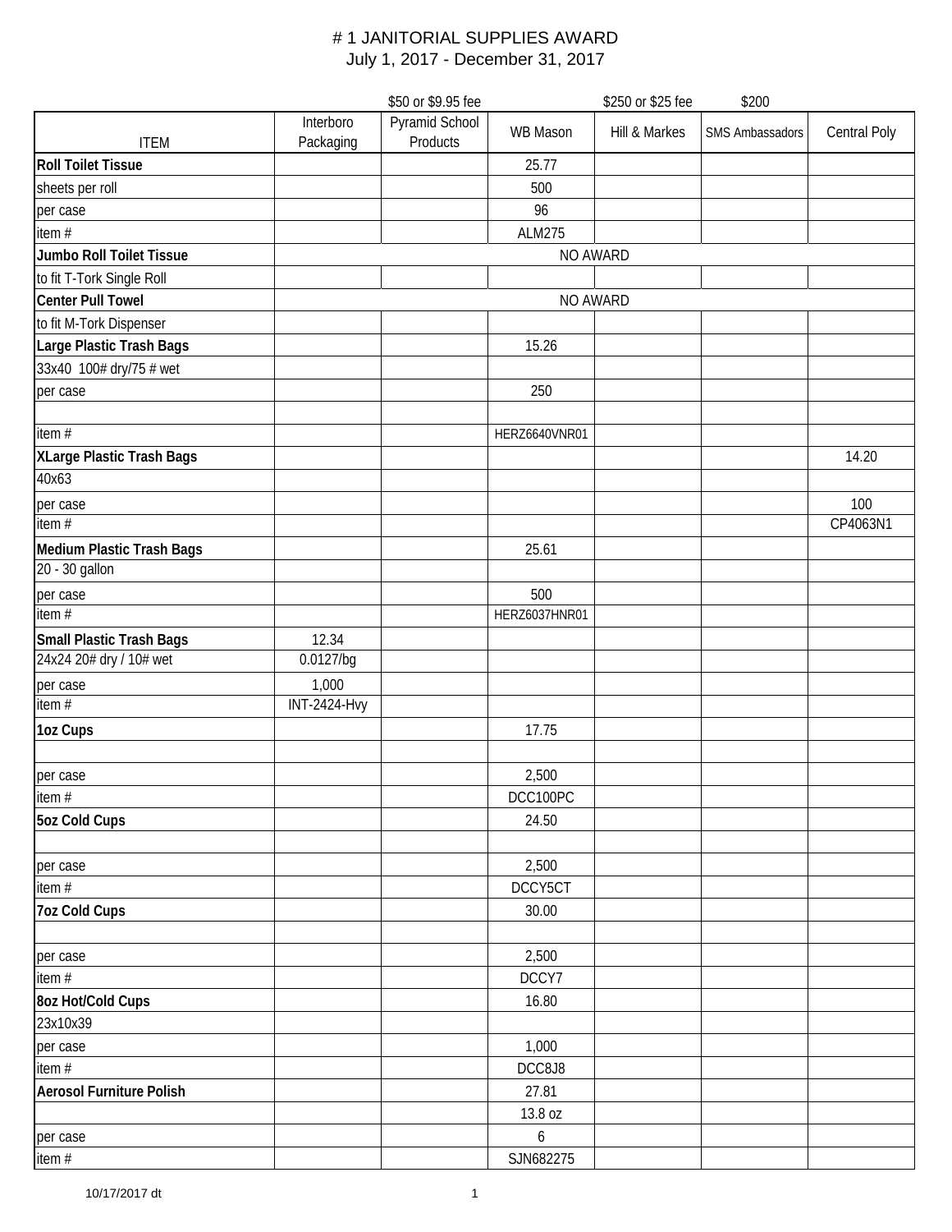# # 1 JANITORIAL SUPPLIES AWARD

July 1, 2017 - December 31, 2017

| ITEM | Interboro Packaging | Pyramid School Products ($50 or $9.95 fee) | WB Mason | Hill & Markes ($250 or $25 fee) | SMS Ambassadors ($200) | Central Poly |
|---|---|---|---|---|---|---|
| **Roll Toilet Tissue** | | | 25.77 | | | |
| sheets per roll | | | 500 | | | |
| per case | | | 96 | | | |
| item # | | | ALM275 | | | |
| **Jumbo Roll Toilet Tissue** | NO AWARD | | | | | |
| to fit T-Tork Single Roll | | | | | | |
| **Center Pull Towel** | NO AWARD | | | | | |
| to fit M-Tork Dispenser | | | | | | |
| **Large Plastic Trash Bags** | | | 15.26 | | | |
| 33x40 100# dry/75 # wet | | | | | | |
| per case | | | 250 | | | |
| | | | | | | |
| item # | | | HERZ6640VNR01 | | | |
| **XLarge Plastic Trash Bags** | | | | | | 14.20 |
| 40x63 | | | | | | |
| per case | | | | | | 100 |
| item # | | | | | | CP4063N1 |
| **Medium Plastic Trash Bags** | | | 25.61 | | | |
| 20 - 30 gallon | | | | | | |
| per case | | | 500 | | | |
| item # | | | HERZ6037HNR01 | | | |
| **Small Plastic Trash Bags** | 12.34 | | | | | |
| 24x24 20# dry / 10# wet | 0.0127/bg | | | | | |
| per case | 1,000 | | | | | |
| item # | INT-2424-Hvy | | | | | |
| **1oz Cups** | | | 17.75 | | | |
| | | | | | | |
| per case | | | 2,500 | | | |
| item # | | | DCC100PC | | | |
| **5oz Cold Cups** | | | 24.50 | | | |
| | | | | | | |
| per case | | | 2,500 | | | |
| item # | | | DCCY5CT | | | |
| **7oz Cold Cups** | | | 30.00 | | | |
| | | | | | | |
| per case | | | 2,500 | | | |
| item # | | | DCCY7 | | | |
| **8oz Hot/Cold Cups** | | | 16.80 | | | |
| 23x10x39 | | | | | | |
| per case | | | 1,000 | | | |
| item # | | | DCC8J8 | | | |
| **Aerosol Furniture Polish** | | | 27.81 | | | |
| | | | 13.8 oz | | | |
| per case | | | 6 | | | |
| item # | | | SJN682275 | | | |

10/17/2017 dt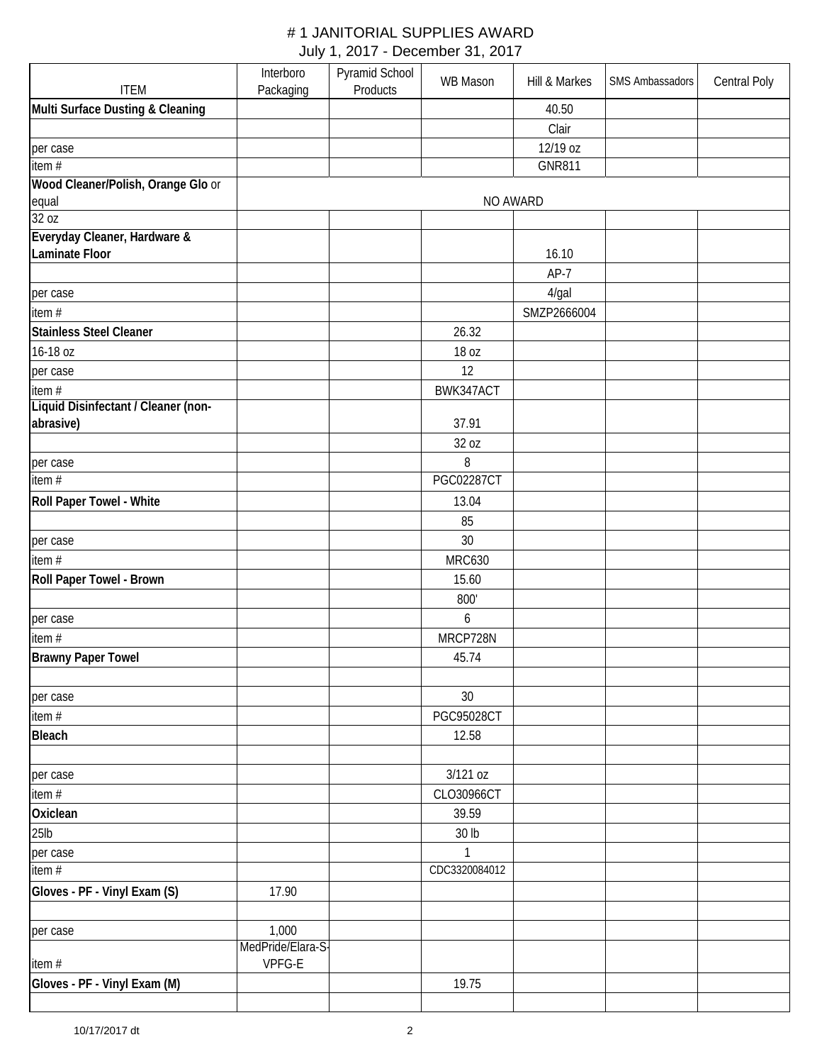# # 1 JANITORIAL SUPPLIES AWARD

July 1, 2017 - December 31, 2017

| ITEM | Interboro Packaging | Pyramid School Products | WB Mason | Hill & Markes | SMS Ambassadors | Central Poly |
|---|---|---|---|---|---|---|
| **Multi Surface Dusting & Cleaning** | | | | 40.50 | | |
| | | | | Clair | | |
| per case | | | | 12/19 oz | | |
| item # | | | | GNR811 | | |
| **Wood Cleaner/Polish, Orange Glo** or equal | NO AWARD | | | | | |
| 32 oz | | | | | | |
| **Everyday Cleaner, Hardware & Laminate Floor** | | | | 16.10 | | |
| | | | | AP-7 | | |
| per case | | | | 4/gal | | |
| item # | | | | SMZP2666004 | | |
| **Stainless Steel Cleaner** | | | 26.32 | | | |
| 16-18 oz | | | 18 oz | | | |
| per case | | | 12 | | | |
| item # | | | BWK347ACT | | | |
| **Liquid Disinfectant / Cleaner (non-abrasive)** | | | 37.91 | | | |
| | | | 32 oz | | | |
| per case | | | 8 | | | |
| item # | | | PGC02287CT | | | |
| **Roll Paper Towel - White** | | | 13.04 | | | |
| | | | 85 | | | |
| per case | | | 30 | | | |
| item # | | | MRC630 | | | |
| **Roll Paper Towel - Brown** | | | 15.60 | | | |
| | | | 800' | | | |
| per case | | | 6 | | | |
| item # | | | MRCP728N | | | |
| **Brawny Paper Towel** | | | 45.74 | | | |
| | | | | | | |
| per case | | | 30 | | | |
| item # | | | PGC95028CT | | | |
| **Bleach** | | | 12.58 | | | |
| | | | | | | |
| per case | | | 3/121 oz | | | |
| item # | | | CLO30966CT | | | |
| **Oxiclean** | | | 39.59 | | | |
| 25lb | | | 30 lb | | | |
| per case | | | 1 | | | |
| item # | | | CDC3320084012 | | | |
| **Gloves - PF - Vinyl Exam (S)** | 17.90 | | | | | |
| | | | | | | |
| per case | 1,000 | | | | | |
| item # | MedPride/Elara-S-VPFG-E | | | | | |
| **Gloves - PF - Vinyl Exam (M)** | | | 19.75 | | | |
| | | | | | | |

10/17/2017 dt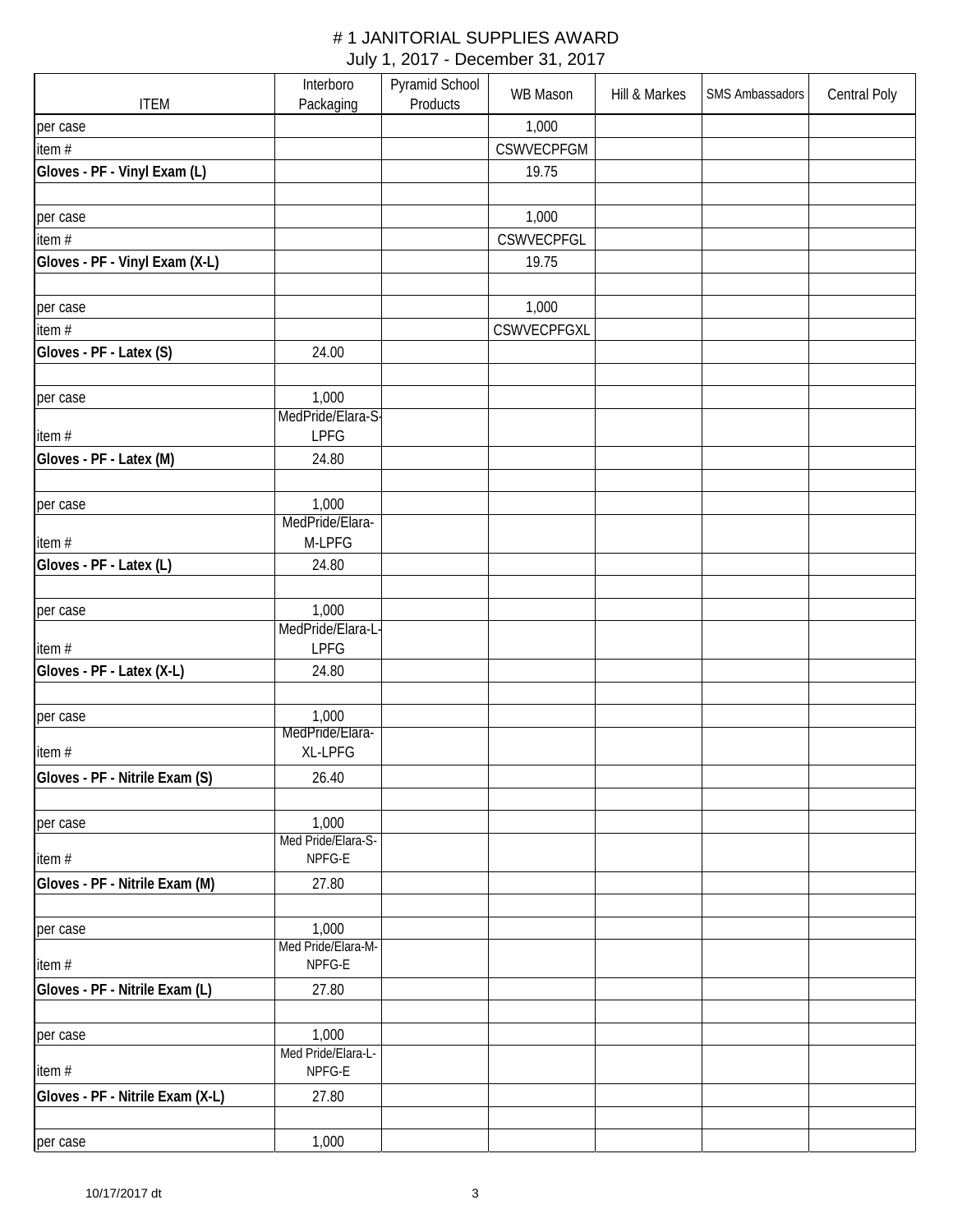# # 1 JANITORIAL SUPPLIES AWARD

July 1, 2017 - December 31, 2017

| ITEM | Interboro Packaging | Pyramid School Products | WB Mason | Hill & Markes | SMS Ambassadors | Central Poly |
|---|---|---|---|---|---|---|
| per case | | | 1,000 | | | |
| item # | | | CSWVECPFGM | | | |
| **Gloves - PF - Vinyl Exam (L)** | | | 19.75 | | | |
| | | | | | | |
| per case | | | 1,000 | | | |
| item # | | | CSWVECPFGL | | | |
| **Gloves - PF - Vinyl Exam (X-L)** | | | 19.75 | | | |
| | | | | | | |
| per case | | | 1,000 | | | |
| item # | | | CSWVECPFGXL | | | |
| **Gloves - PF - Latex (S)** | 24.00 | | | | | |
| | | | | | | |
| per case | 1,000 | | | | | |
| item # | MedPride/Elara-S-LPFG | | | | | |
| **Gloves - PF - Latex (M)** | 24.80 | | | | | |
| | | | | | | |
| per case | 1,000 | | | | | |
| item # | MedPride/Elara-M-LPFG | | | | | |
| **Gloves - PF - Latex (L)** | 24.80 | | | | | |
| | | | | | | |
| per case | 1,000 | | | | | |
| item # | MedPride/Elara-L-LPFG | | | | | |
| **Gloves - PF - Latex (X-L)** | 24.80 | | | | | |
| | | | | | | |
| per case | 1,000 | | | | | |
| item # | MedPride/Elara-XL-LPFG | | | | | |
| **Gloves - PF - Nitrile Exam (S)** | 26.40 | | | | | |
| | | | | | | |
| per case | 1,000 | | | | | |
| item # | Med Pride/Elara-S-NPFG-E | | | | | |
| **Gloves - PF - Nitrile Exam (M)** | 27.80 | | | | | |
| | | | | | | |
| per case | 1,000 | | | | | |
| item # | Med Pride/Elara-M-NPFG-E | | | | | |
| **Gloves - PF - Nitrile Exam (L)** | 27.80 | | | | | |
| | | | | | | |
| per case | 1,000 | | | | | |
| item # | Med Pride/Elara-L-NPFG-E | | | | | |
| **Gloves - PF - Nitrile Exam (X-L)** | 27.80 | | | | | |
| | | | | | | |
| per case | 1,000 | | | | | |

10/17/2017 dt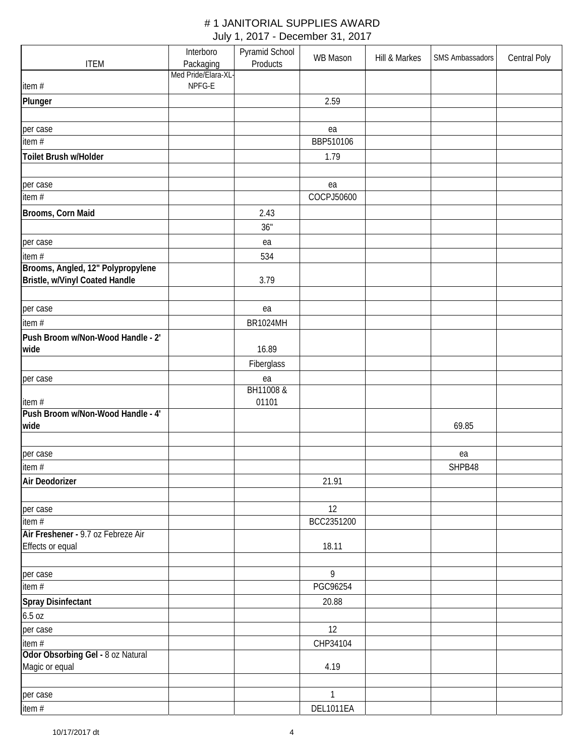# # 1 JANITORIAL SUPPLIES AWARD

July 1, 2017 - December 31, 2017

| ITEM | Interboro Packaging | Pyramid School Products | WB Mason | Hill & Markes | SMS Ambassadors | Central Poly |
|---|---|---|---|---|---|---|
| item # | Med Pride/Elara-XL-NPFG-E | | | | | |
| **Plunger** | | | 2.59 | | | |
| | | | | | | |
| per case | | | ea | | | |
| item # | | | BBP510106 | | | |
| **Toilet Brush w/Holder** | | | 1.79 | | | |
| | | | | | | |
| per case | | | ea | | | |
| item # | | | COCPJ50600 | | | |
| **Brooms, Corn Maid** | | 2.43 | | | | |
| | | 36" | | | | |
| per case | | ea | | | | |
| item # | | 534 | | | | |
| **Brooms, Angled, 12" Polypropylene Bristle, w/Vinyl Coated Handle** | | 3.79 | | | | |
| | | | | | | |
| per case | | ea | | | | |
| item # | | BR1024MH | | | | |
| **Push Broom w/Non-Wood Handle - 2' wide** | | 16.89 | | | | |
| | | Fiberglass | | | | |
| per case | | ea | | | | |
| item # | | BH11008 & 01101 | | | | |
| **Push Broom w/Non-Wood Handle - 4' wide** | | | | | 69.85 | |
| | | | | | | |
| per case | | | | | ea | |
| item # | | | | | SHPB48 | |
| **Air Deodorizer** | | | 21.91 | | | |
| | | | | | | |
| per case | | | 12 | | | |
| item # | | | BCC2351200 | | | |
| **Air Freshener -** 9.7 oz Febreze Air Effects or equal | | | 18.11 | | | |
| | | | | | | |
| per case | | | 9 | | | |
| item # | | | PGC96254 | | | |
| **Spray Disinfectant** | | | 20.88 | | | |
| 6.5 oz | | | | | | |
| per case | | | 12 | | | |
| item # | | | CHP34104 | | | |
| **Odor Obsorbing Gel -** 8 oz Natural Magic or equal | | | 4.19 | | | |
| | | | | | | |
| per case | | | 1 | | | |
| item # | | | DEL1011EA | | | |

10/17/2017 dt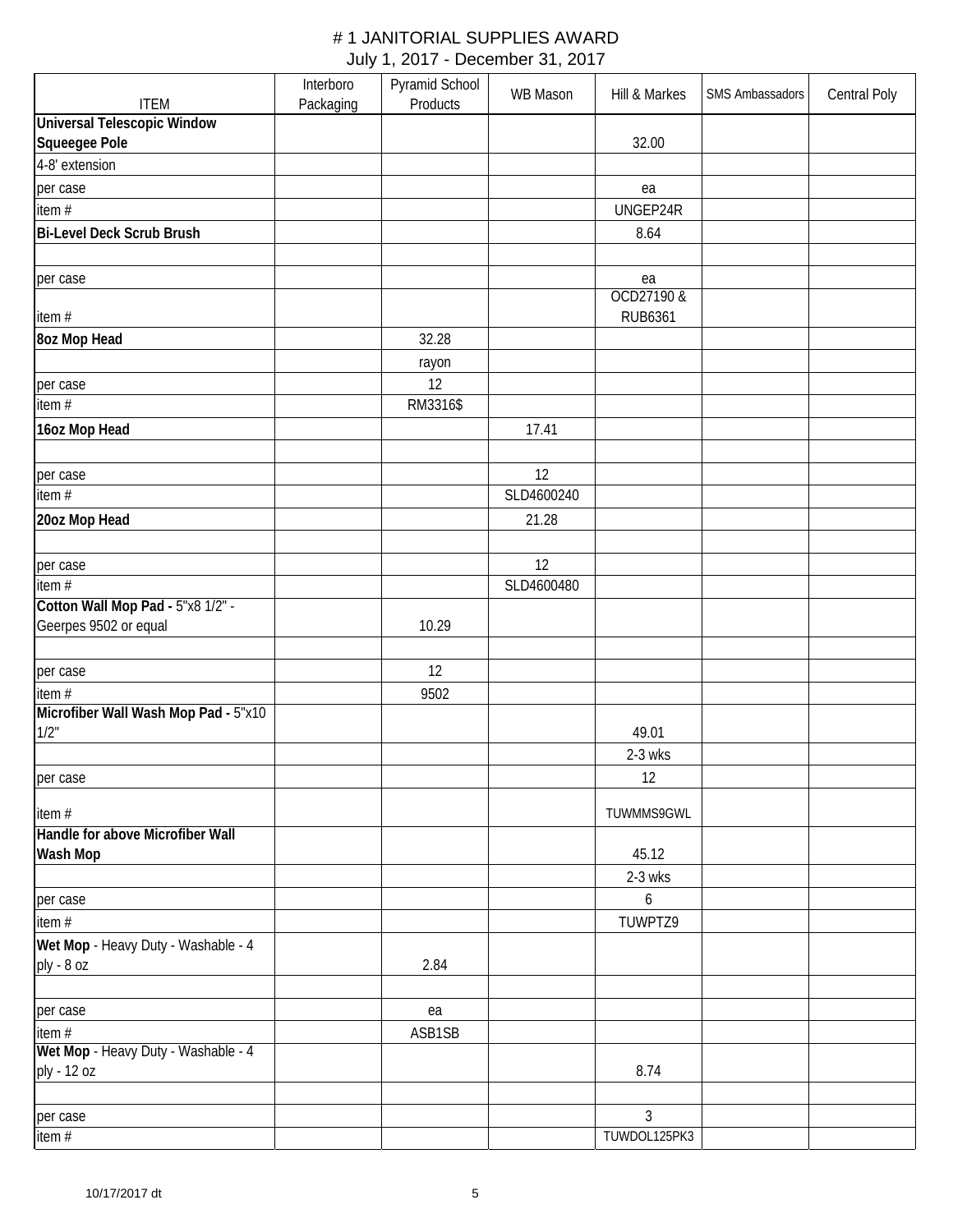# # 1 JANITORIAL SUPPLIES AWARD

July 1, 2017 - December 31, 2017

| ITEM | Interboro Packaging | Pyramid School Products | WB Mason | Hill & Markes | SMS Ambassadors | Central Poly |
|---|---|---|---|---|---|---|
| **Universal Telescopic Window Squeegee Pole** | | | | 32.00 | | |
| 4-8' extension | | | | | | |
| per case | | | | ea | | |
| item # | | | | UNGEP24R | | |
| **Bi-Level Deck Scrub Brush** | | | | 8.64 | | |
| | | | | | | |
| per case | | | | ea | | |
| item # | | | | OCD27190 & RUB6361 | | |
| **8oz Mop Head** | | 32.28 | | | | |
| | | rayon | | | | |
| per case | | 12 | | | | |
| item # | | RM3316$ | | | | |
| **16oz Mop Head** | | | 17.41 | | | |
| | | | | | | |
| per case | | | 12 | | | |
| item # | | | SLD4600240 | | | |
| **20oz Mop Head** | | | 21.28 | | | |
| | | | | | | |
| per case | | | 12 | | | |
| item # | | | SLD4600480 | | | |
| **Cotton Wall Mop Pad -** 5"x8 1/2" - Geerpes 9502 or equal | | 10.29 | | | | |
| | | | | | | |
| per case | | 12 | | | | |
| item # | | 9502 | | | | |
| **Microfiber Wall Wash Mop Pad -** 5"x10 1/2" | | | | 49.01 | | |
| | | | | 2-3 wks | | |
| per case | | | | 12 | | |
| item # | | | | TUWMMS9GWL | | |
| **Handle for above Microfiber Wall Wash Mop** | | | | 45.12 | | |
| | | | | 2-3 wks | | |
| per case | | | | 6 | | |
| item # | | | | TUWPTZ9 | | |
| **Wet Mop** - Heavy Duty - Washable - 4 ply - 8 oz | | 2.84 | | | | |
| | | | | | | |
| per case | | ea | | | | |
| item # | | ASB1SB | | | | |
| **Wet Mop** - Heavy Duty - Washable - 4 ply - 12 oz | | | | 8.74 | | |
| | | | | | | |
| per case | | | | 3 | | |
| item # | | | | TUWDOL125PK3 | | |

10/17/2017 dt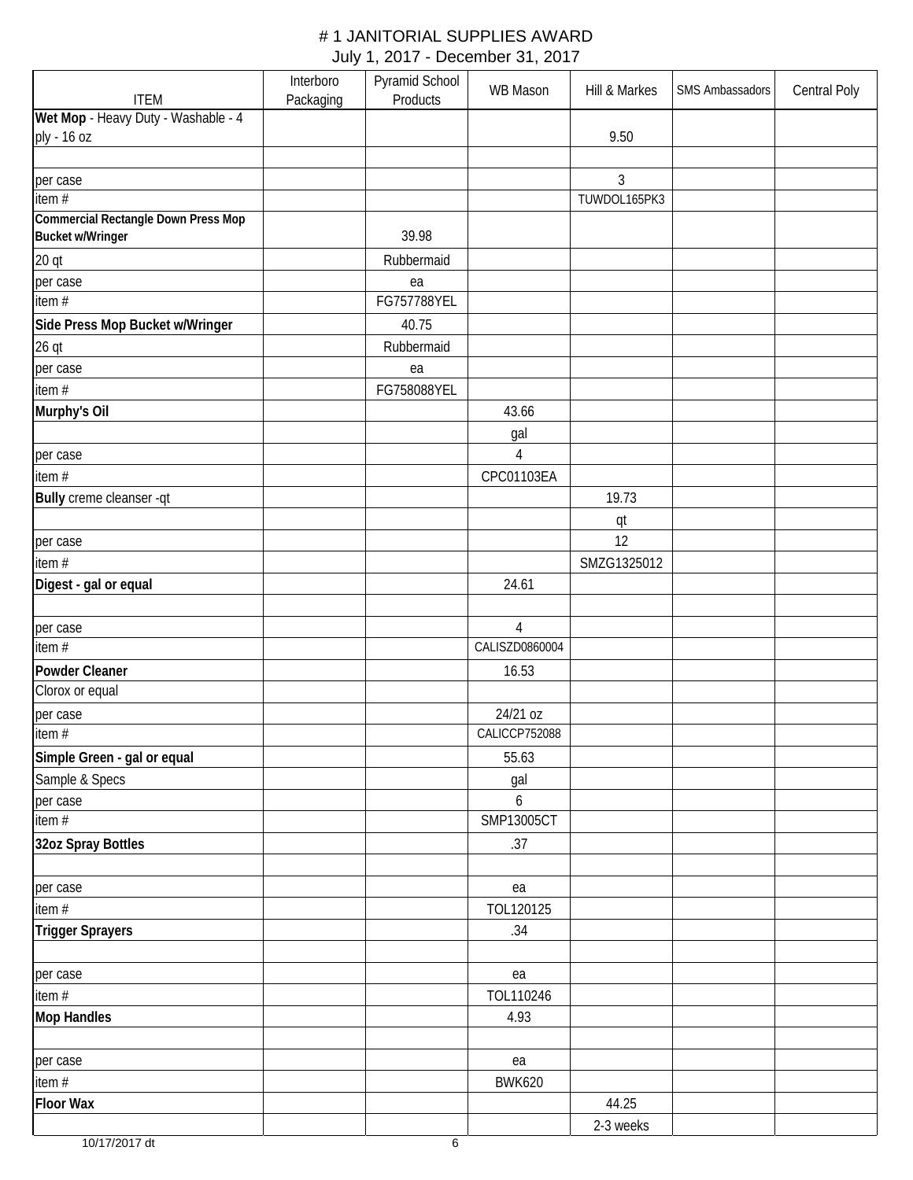# # 1 JANITORIAL SUPPLIES AWARD

July 1, 2017 - December 31, 2017

| ITEM | Interboro Packaging | Pyramid School Products | WB Mason | Hill & Markes | SMS Ambassadors | Central Poly |
|---|---|---|---|---|---|---|
| **Wet Mop** - Heavy Duty - Washable - 4 ply - 16 oz | | | | 9.50 | | |
| | | | | | | |
| per case | | | | 3 | | |
| item # | | | | TUWDOL165PK3 | | |
| **Commercial Rectangle Down Press Mop Bucket w/Wringer** | | 39.98 | | | | |
| 20 qt | | Rubbermaid | | | | |
| per case | | ea | | | | |
| item # | | FG757788YEL | | | | |
| **Side Press Mop Bucket w/Wringer** | | 40.75 | | | | |
| 26 qt | | Rubbermaid | | | | |
| per case | | ea | | | | |
| item # | | FG758088YEL | | | | |
| **Murphy's Oil** | | | 43.66 | | | |
| | | | gal | | | |
| per case | | | 4 | | | |
| item # | | | CPC01103EA | | | |
| **Bully** creme cleanser -qt | | | | 19.73 | | |
| | | | | qt | | |
| per case | | | | 12 | | |
| item # | | | | SMZG1325012 | | |
| **Digest - gal or equal** | | | 24.61 | | | |
| | | | | | | |
| per case | | | 4 | | | |
| item # | | | CALISZD0860004 | | | |
| **Powder Cleaner** | | | 16.53 | | | |
| Clorox or equal | | | | | | |
| per case | | | 24/21 oz | | | |
| item # | | | CALICCP752088 | | | |
| **Simple Green - gal or equal** | | | 55.63 | | | |
| Sample & Specs | | | gal | | | |
| per case | | | 6 | | | |
| item # | | | SMP13005CT | | | |
| **32oz Spray Bottles** | | | .37 | | | |
| | | | | | | |
| per case | | | ea | | | |
| item # | | | TOL120125 | | | |
| **Trigger Sprayers** | | | .34 | | | |
| | | | | | | |
| per case | | | ea | | | |
| item # | | | TOL110246 | | | |
| **Mop Handles** | | | 4.93 | | | |
| | | | | | | |
| per case | | | ea | | | |
| item # | | | BWK620 | | | |
| **Floor Wax** | | | | 44.25 | | |
| | | | | 2-3 weeks | | |

10/17/2017 dt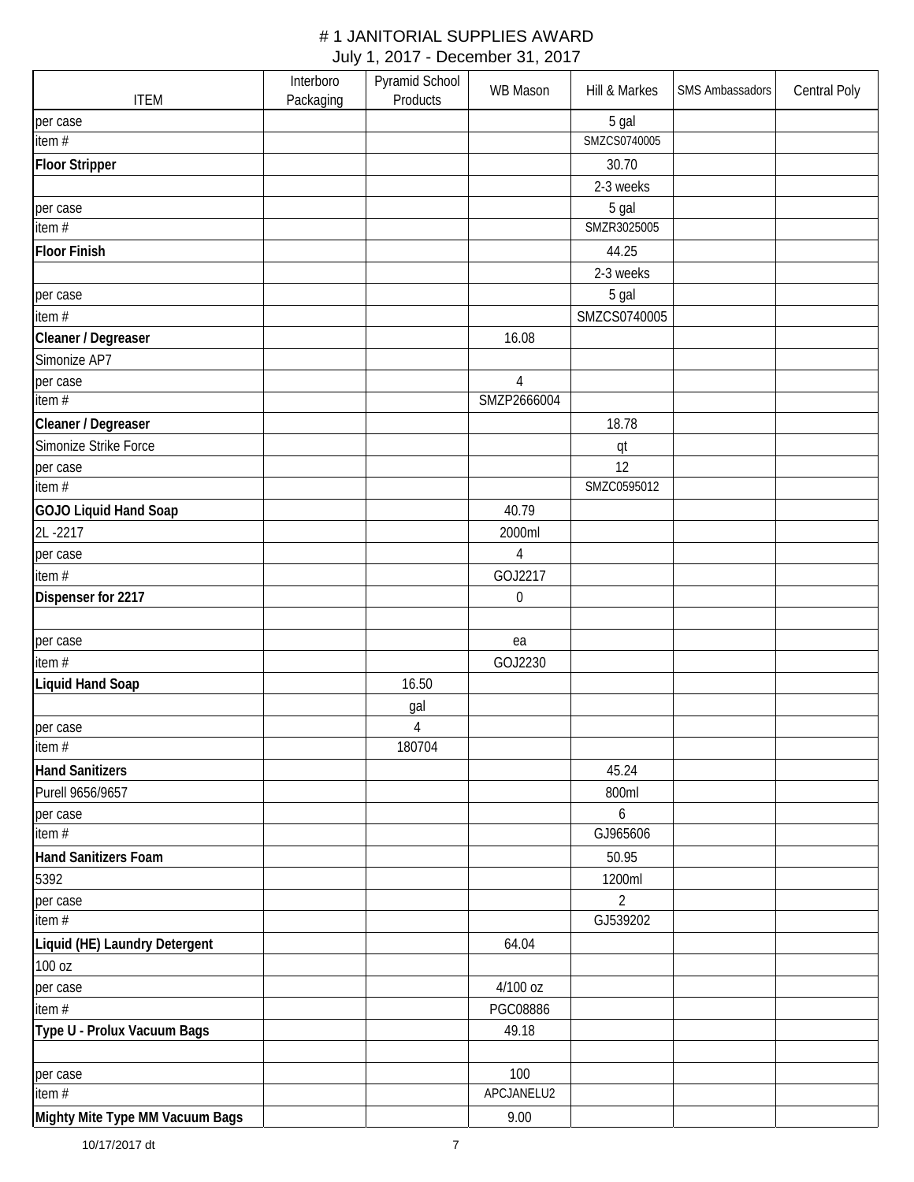# # 1 JANITORIAL SUPPLIES AWARD

July 1, 2017 - December 31, 2017

| ITEM | Interboro Packaging | Pyramid School Products | WB Mason | Hill & Markes | SMS Ambassadors | Central Poly |
|---|---|---|---|---|---|---|
| per case | | | | 5 gal | | |
| item # | | | | SMZCS0740005 | | |
| **Floor Stripper** | | | | 30.70 | | |
| | | | | 2-3 weeks | | |
| per case | | | | 5 gal | | |
| item # | | | | SMZR3025005 | | |
| **Floor Finish** | | | | 44.25 | | |
| | | | | 2-3 weeks | | |
| per case | | | | 5 gal | | |
| item # | | | | SMZCS0740005 | | |
| **Cleaner / Degreaser** | | | 16.08 | | | |
| Simonize AP7 | | | | | | |
| per case | | | 4 | | | |
| item # | | | SMZP2666004 | | | |
| **Cleaner / Degreaser** | | | | 18.78 | | |
| Simonize Strike Force | | | | qt | | |
| per case | | | | 12 | | |
| item # | | | | SMZC0595012 | | |
| **GOJO Liquid Hand Soap** | | | 40.79 | | | |
| 2L -2217 | | | 2000ml | | | |
| per case | | | 4 | | | |
| item # | | | GOJ2217 | | | |
| **Dispenser for 2217** | | | 0 | | | |
| | | | | | | |
| per case | | | ea | | | |
| item # | | | GOJ2230 | | | |
| **Liquid Hand Soap** | | 16.50 | | | | |
| | | gal | | | | |
| per case | | 4 | | | | |
| item # | | 180704 | | | | |
| **Hand Sanitizers** | | | | 45.24 | | |
| Purell 9656/9657 | | | | 800ml | | |
| per case | | | | 6 | | |
| item # | | | | GJ965606 | | |
| **Hand Sanitizers Foam** | | | | 50.95 | | |
| 5392 | | | | 1200ml | | |
| per case | | | | 2 | | |
| item # | | | | GJ539202 | | |
| **Liquid (HE) Laundry Detergent** | | | 64.04 | | | |
| 100 oz | | | | | | |
| per case | | | 4/100 oz | | | |
| item # | | | PGC08886 | | | |
| **Type U - Prolux Vacuum Bags** | | | 49.18 | | | |
| | | | | | | |
| per case | | | 100 | | | |
| item # | | | APCJANELU2 | | | |
| **Mighty Mite Type MM Vacuum Bags** | | | 9.00 | | | |

10/17/2017 dt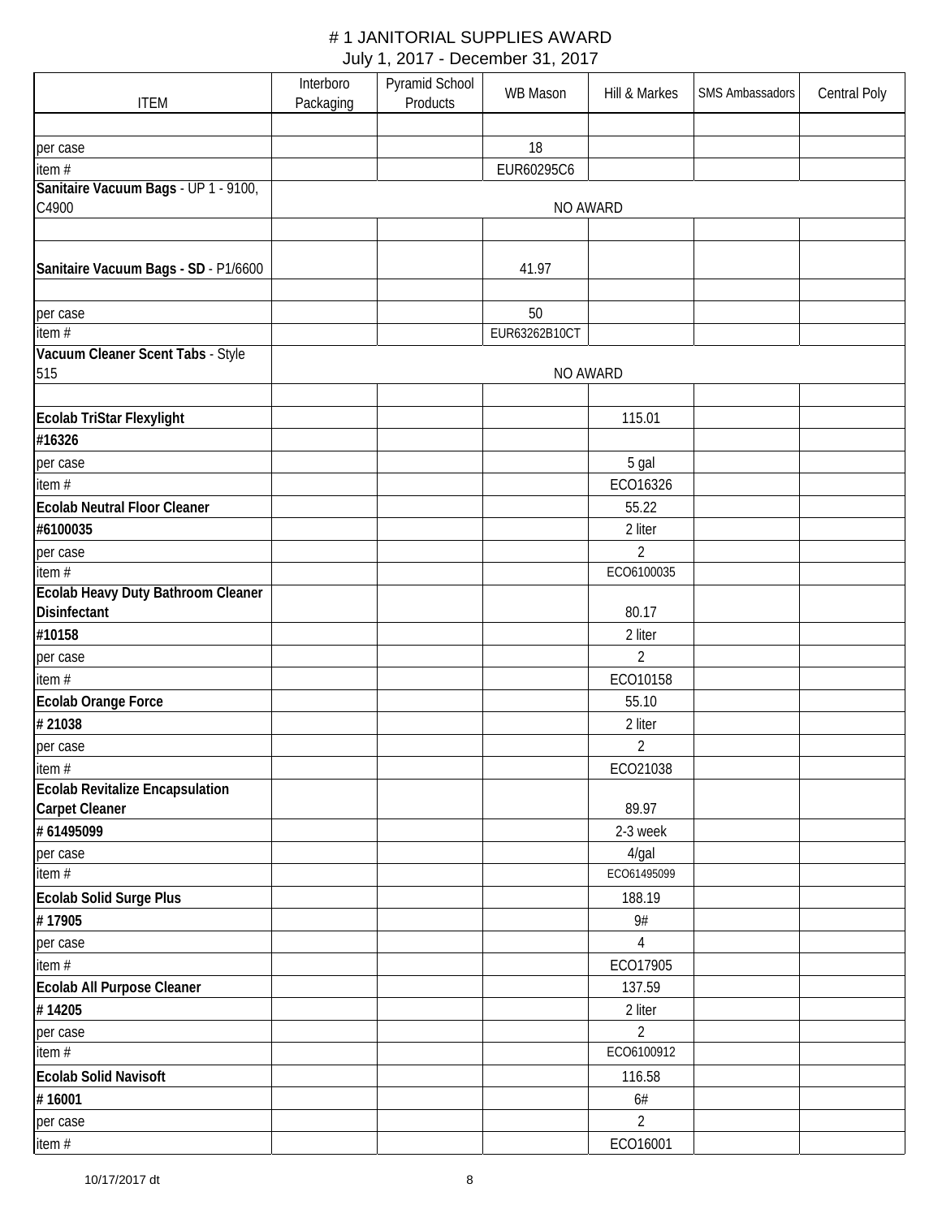# # 1 JANITORIAL SUPPLIES AWARD

July 1, 2017 - December 31, 2017

| ITEM | Interboro Packaging | Pyramid School Products | WB Mason | Hill & Markes | SMS Ambassadors | Central Poly |
|---|---|---|---|---|---|---|
| | | | | | | |
| per case | | | 18 | | | |
| item # | | | EUR60295C6 | | | |
| **Sanitaire Vacuum Bags** - UP 1 - 9100, C4900 | NO AWARD | | | | | |
| | | | | | | |
| **Sanitaire Vacuum Bags - SD** - P1/6600 | | | 41.97 | | | |
| | | | | | | |
| per case | | | 50 | | | |
| item # | | | EUR63262B10CT | | | |
| **Vacuum Cleaner Scent Tabs** - Style 515 | NO AWARD | | | | | |
| | | | | | | |
| **Ecolab TriStar Flexylight** | | | | 115.01 | | |
| **#16326** | | | | | | |
| per case | | | | 5 gal | | |
| item # | | | | ECO16326 | | |
| **Ecolab Neutral Floor Cleaner** | | | | 55.22 | | |
| **#6100035** | | | | 2 liter | | |
| per case | | | | 2 | | |
| item # | | | | ECO6100035 | | |
| **Ecolab Heavy Duty Bathroom Cleaner Disinfectant** | | | | 80.17 | | |
| **#10158** | | | | 2 liter | | |
| per case | | | | 2 | | |
| item # | | | | ECO10158 | | |
| **Ecolab Orange Force** | | | | 55.10 | | |
| **# 21038** | | | | 2 liter | | |
| per case | | | | 2 | | |
| item # | | | | ECO21038 | | |
| **Ecolab Revitalize Encapsulation Carpet Cleaner** | | | | 89.97 | | |
| **# 61495099** | | | | 2-3 week | | |
| per case | | | | 4/gal | | |
| item # | | | | ECO61495099 | | |
| **Ecolab Solid Surge Plus** | | | | 188.19 | | |
| **# 17905** | | | | 9# | | |
| per case | | | | 4 | | |
| item # | | | | ECO17905 | | |
| **Ecolab All Purpose Cleaner** | | | | 137.59 | | |
| **# 14205** | | | | 2 liter | | |
| per case | | | | 2 | | |
| item # | | | | ECO6100912 | | |
| **Ecolab Solid Navisoft** | | | | 116.58 | | |
| **# 16001** | | | | 6# | | |
| per case | | | | 2 | | |
| item # | | | | ECO16001 | | |

10/17/2017 dt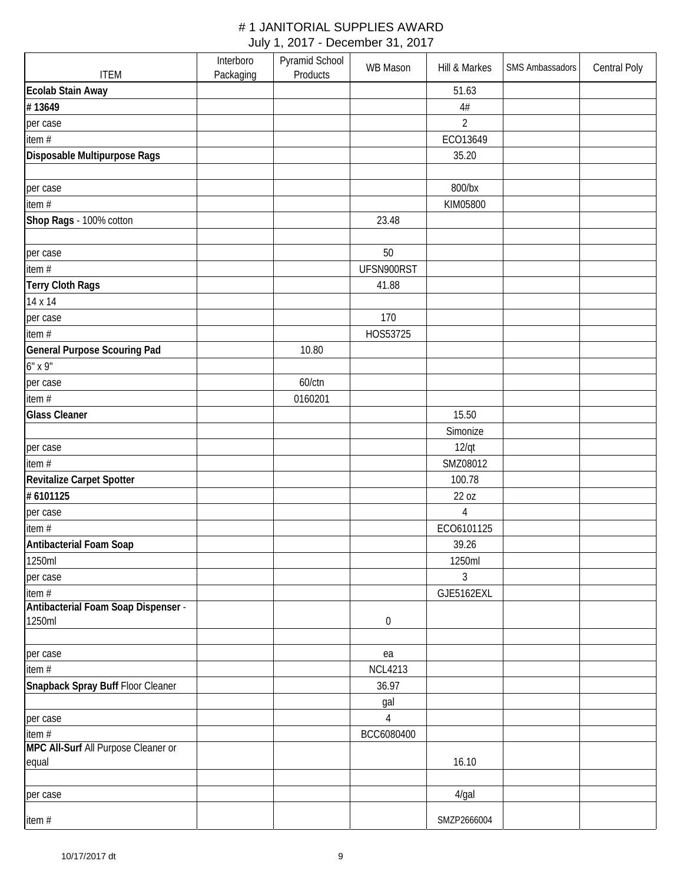# # 1 JANITORIAL SUPPLIES AWARD

July 1, 2017 - December 31, 2017

| ITEM | Interboro Packaging | Pyramid School Products | WB Mason | Hill & Markes | SMS Ambassadors | Central Poly |
|---|---|---|---|---|---|---|
| **Ecolab Stain Away** | | | | 51.63 | | |
| **# 13649** | | | | 4# | | |
| per case | | | | 2 | | |
| item # | | | | ECO13649 | | |
| **Disposable Multipurpose Rags** | | | | 35.20 | | |
| | | | | | | |
| per case | | | | 800/bx | | |
| item # | | | | KIM05800 | | |
| **Shop Rags** - 100% cotton | | | 23.48 | | | |
| | | | | | | |
| per case | | | 50 | | | |
| item # | | | UFSN900RST | | | |
| **Terry Cloth Rags** | | | 41.88 | | | |
| 14 x 14 | | | | | | |
| per case | | | 170 | | | |
| item # | | | HOS53725 | | | |
| **General Purpose Scouring Pad** | | 10.80 | | | | |
| 6" x 9" | | | | | | |
| per case | | 60/ctn | | | | |
| item # | | 0160201 | | | | |
| **Glass Cleaner** | | | | 15.50 | | |
| | | | | Simonize | | |
| per case | | | | 12/qt | | |
| item # | | | | SMZ08012 | | |
| **Revitalize Carpet Spotter** | | | | 100.78 | | |
| **# 6101125** | | | | 22 oz | | |
| per case | | | | 4 | | |
| item # | | | | ECO6101125 | | |
| **Antibacterial Foam Soap** | | | | 39.26 | | |
| 1250ml | | | | 1250ml | | |
| per case | | | | 3 | | |
| item # | | | | GJE5162EXL | | |
| **Antibacterial Foam Soap Dispenser** - 1250ml | | | 0 | | | |
| | | | | | | |
| per case | | | ea | | | |
| item # | | | NCL4213 | | | |
| **Snapback Spray Buff** Floor Cleaner | | | 36.97 | | | |
| | | | gal | | | |
| per case | | | 4 | | | |
| item # | | | BCC6080400 | | | |
| **MPC All-Surf** All Purpose Cleaner or equal | | | | 16.10 | | |
| | | | | | | |
| per case | | | | 4/gal | | |
| item # | | | | SMZP2666004 | | |

10/17/2017 dt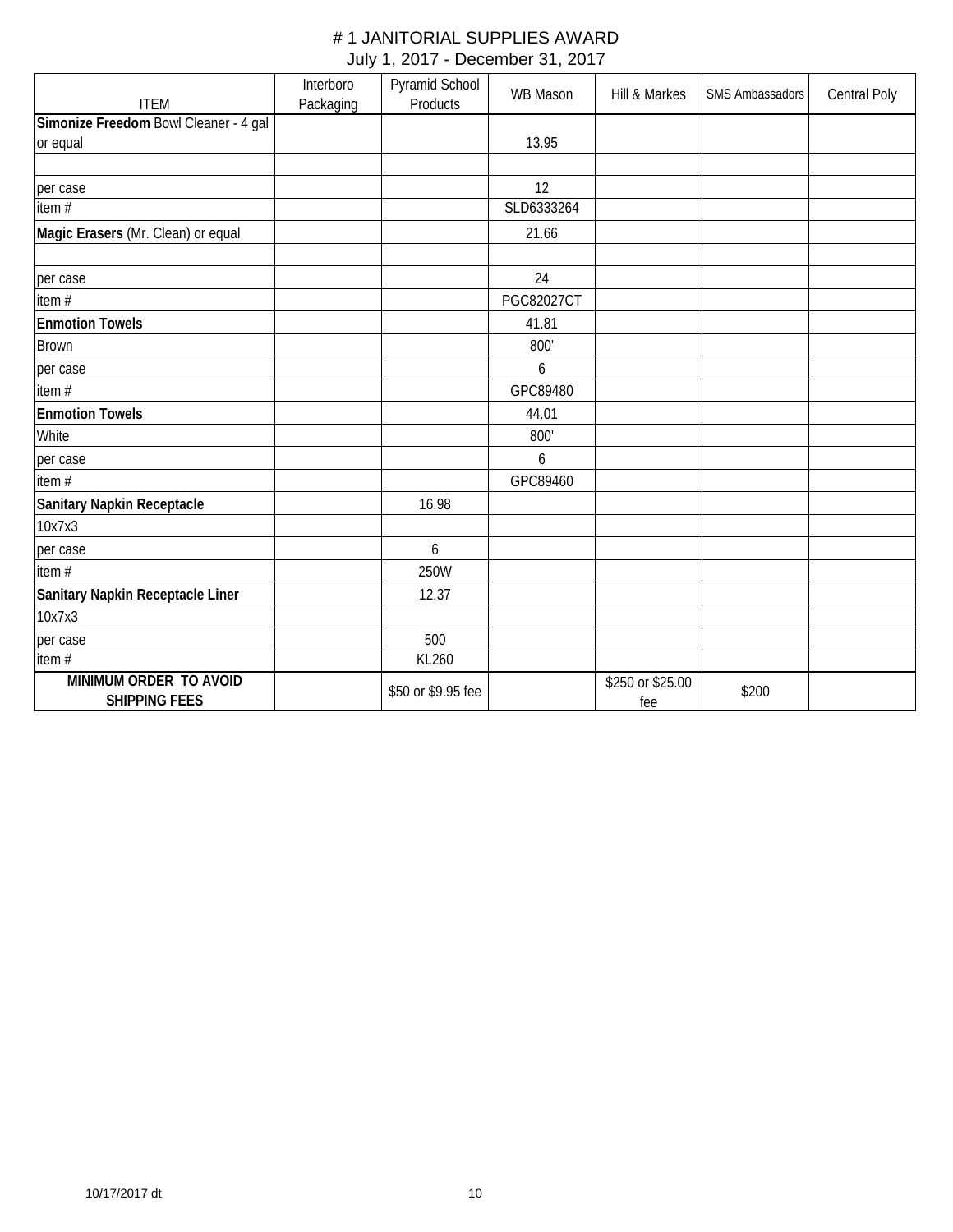# # 1 JANITORIAL SUPPLIES AWARD

July 1, 2017 - December 31, 2017

| ITEM | Interboro Packaging | Pyramid School Products | WB Mason | Hill & Markes | SMS Ambassadors | Central Poly |
|---|---|---|---|---|---|---|
| **Simonize Freedom** Bowl Cleaner - 4 gal or equal | | | 13.95 | | | |
| | | | | | | |
| per case | | | 12 | | | |
| item # | | | SLD6333264 | | | |
| **Magic Erasers** (Mr. Clean) or equal | | | 21.66 | | | |
| | | | | | | |
| per case | | | 24 | | | |
| item # | | | PGC82027CT | | | |
| **Enmotion Towels** | | | 41.81 | | | |
| Brown | | | 800' | | | |
| per case | | | 6 | | | |
| item # | | | GPC89480 | | | |
| **Enmotion Towels** | | | 44.01 | | | |
| White | | | 800' | | | |
| per case | | | 6 | | | |
| item # | | | GPC89460 | | | |
| **Sanitary Napkin Receptacle** | | 16.98 | | | | |
| 10x7x3 | | | | | | |
| per case | | 6 | | | | |
| item # | | 250W | | | | |
| **Sanitary Napkin Receptacle Liner** | | 12.37 | | | | |
| 10x7x3 | | | | | | |
| per case | | 500 | | | | |
| item # | | KL260 | | | | |
| **MINIMUM ORDER TO AVOID SHIPPING FEES** | | $50 or $9.95 fee | | $250 or $25.00 fee | $200 | |

10/17/2017 dt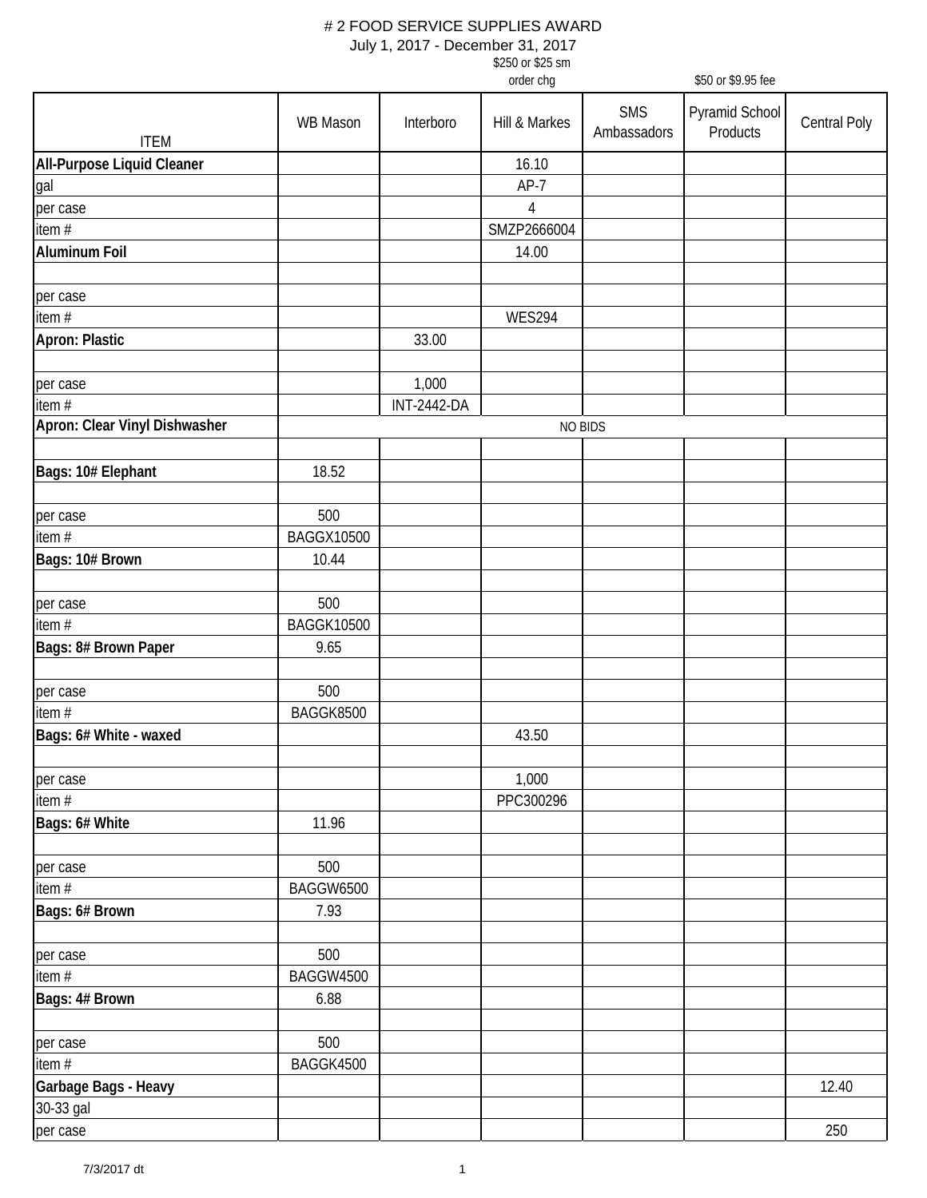# # 2 FOOD SERVICE SUPPLIES AWARD

July 1, 2017 - December 31, 2017

| ITEM | WB Mason | Interboro | Hill & Markes<br>$250 or $25 sm order chg | SMS Ambassadors | Pyramid School Products<br>$50 or $9.95 fee | Central Poly |
|---|---|---|---|---|---|---|
| **All-Purpose Liquid Cleaner** | | | 16.10 | | | |
| gal | | | AP-7 | | | |
| per case | | | 4 | | | |
| item # | | | SMZP2666004 | | | |
| **Aluminum Foil** | | | 14.00 | | | |
| | | | | | | |
| per case | | | | | | |
| item # | | | WES294 | | | |
| **Apron: Plastic** | | 33.00 | | | | |
| | | | | | | |
| per case | | 1,000 | | | | |
| item # | | INT-2442-DA | | | | |
| **Apron: Clear Vinyl Dishwasher** | NO BIDS | | | | | |
| | | | | | | |
| **Bags: 10# Elephant** | 18.52 | | | | | |
| | | | | | | |
| per case | 500 | | | | | |
| item # | BAGGX10500 | | | | | |
| **Bags: 10# Brown** | 10.44 | | | | | |
| | | | | | | |
| per case | 500 | | | | | |
| item # | BAGGK10500 | | | | | |
| **Bags: 8# Brown Paper** | 9.65 | | | | | |
| | | | | | | |
| per case | 500 | | | | | |
| item # | BAGGK8500 | | | | | |
| **Bags: 6# White - waxed** | | | 43.50 | | | |
| | | | | | | |
| per case | | | 1,000 | | | |
| item # | | | PPC300296 | | | |
| **Bags: 6# White** | 11.96 | | | | | |
| | | | | | | |
| per case | 500 | | | | | |
| item # | BAGGW6500 | | | | | |
| **Bags: 6# Brown** | 7.93 | | | | | |
| | | | | | | |
| per case | 500 | | | | | |
| item # | BAGGW4500 | | | | | |
| **Bags: 4# Brown** | 6.88 | | | | | |
| | | | | | | |
| per case | 500 | | | | | |
| item # | BAGGK4500 | | | | | |
| **Garbage Bags - Heavy** | | | | | | 12.40 |
| 30-33 gal | | | | | | |
| per case | | | | | | 250 |

7/3/2017 dt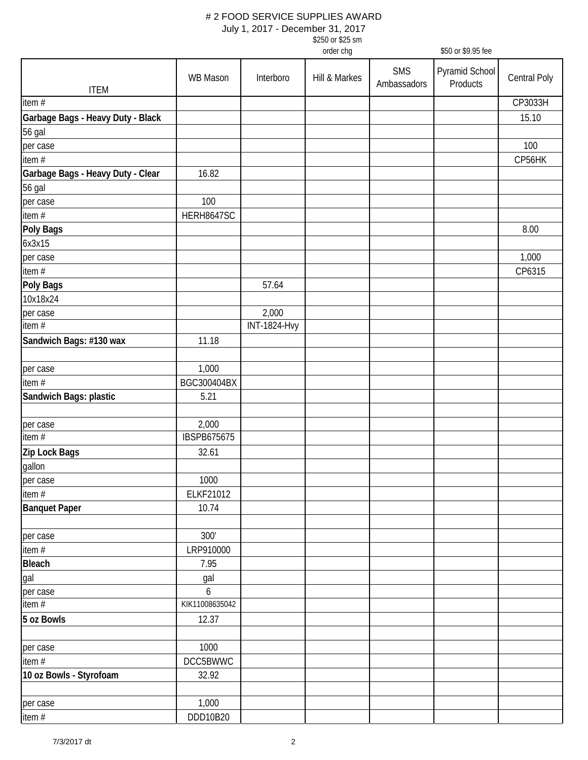# # 2 FOOD SERVICE SUPPLIES AWARD

July 1, 2017 - December 31, 2017

| ITEM | WB Mason | Interboro | Hill & Markes ($250 or $25 sm order chg) | SMS Ambassadors | Pyramid School Products ($50 or $9.95 fee) | Central Poly |
|---|---|---|---|---|---|---|
| item # | | | | | | CP3033H |
| **Garbage Bags - Heavy Duty - Black** | | | | | | 15.10 |
| 56 gal | | | | | | |
| per case | | | | | | 100 |
| item # | | | | | | CP56HK |
| **Garbage Bags - Heavy Duty - Clear** | 16.82 | | | | | |
| 56 gal | | | | | | |
| per case | 100 | | | | | |
| item # | HERH8647SC | | | | | |
| **Poly Bags** | | | | | | 8.00 |
| 6x3x15 | | | | | | |
| per case | | | | | | 1,000 |
| item # | | | | | | CP6315 |
| **Poly Bags** | | 57.64 | | | | |
| 10x18x24 | | | | | | |
| per case | | 2,000 | | | | |
| item # | | INT-1824-Hvy | | | | |
| **Sandwich Bags: #130 wax** | 11.18 | | | | | |
| | | | | | | |
| per case | 1,000 | | | | | |
| item # | BGC300404BX | | | | | |
| **Sandwich Bags: plastic** | 5.21 | | | | | |
| | | | | | | |
| per case | 2,000 | | | | | |
| item # | IBSPB675675 | | | | | |
| **Zip Lock Bags** | 32.61 | | | | | |
| gallon | | | | | | |
| per case | 1000 | | | | | |
| item # | ELKF21012 | | | | | |
| **Banquet Paper** | 10.74 | | | | | |
| | | | | | | |
| per case | 300' | | | | | |
| item # | LRP910000 | | | | | |
| **Bleach** | 7.95 | | | | | |
| gal | gal | | | | | |
| per case | 6 | | | | | |
| item # | KIK11008635042 | | | | | |
| **5 oz Bowls** | 12.37 | | | | | |
| | | | | | | |
| per case | 1000 | | | | | |
| item # | DCC5BWWC | | | | | |
| **10 oz Bowls - Styrofoam** | 32.92 | | | | | |
| | | | | | | |
| per case | 1,000 | | | | | |
| item # | DDD10B20 | | | | | |

7/3/2017 dt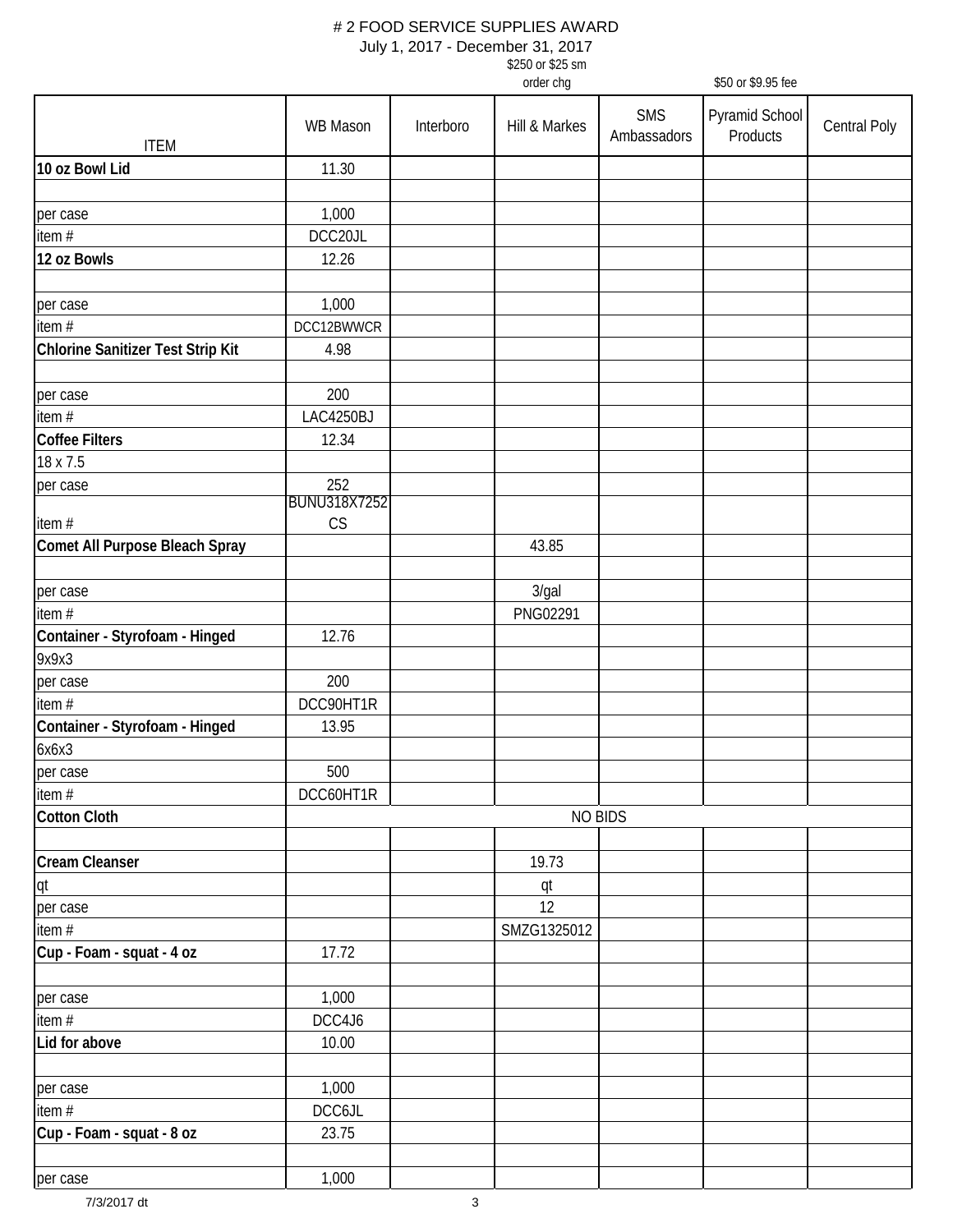# # 2 FOOD SERVICE SUPPLIES AWARD

July 1, 2017 - December 31, 2017

| ITEM | WB Mason | Interboro | Hill & Markes<br>$250 or $25 sm order chg | SMS Ambassadors | Pyramid School Products<br>$50 or $9.95 fee | Central Poly |
|---|---|---|---|---|---|---|
| **10 oz Bowl Lid** | 11.30 | | | | | |
| | | | | | | |
| per case | 1,000 | | | | | |
| item # | DCC20JL | | | | | |
| **12 oz Bowls** | 12.26 | | | | | |
| | | | | | | |
| per case | 1,000 | | | | | |
| item # | DCC12BWWCR | | | | | |
| **Chlorine Sanitizer Test Strip Kit** | 4.98 | | | | | |
| | | | | | | |
| per case | 200 | | | | | |
| item # | LAC4250BJ | | | | | |
| **Coffee Filters** | 12.34 | | | | | |
| 18 x 7.5 | | | | | | |
| per case | 252 | | | | | |
| item # | BUNU318X7252CS | | | | | |
| **Comet All Purpose Bleach Spray** | | | 43.85 | | | |
| | | | | | | |
| per case | | | 3/gal | | | |
| item # | | | PNG02291 | | | |
| **Container - Styrofoam - Hinged** | 12.76 | | | | | |
| 9x9x3 | | | | | | |
| per case | 200 | | | | | |
| item # | DCC90HT1R | | | | | |
| **Container - Styrofoam - Hinged** | 13.95 | | | | | |
| 6x6x3 | | | | | | |
| per case | 500 | | | | | |
| item # | DCC60HT1R | | | | | |
| **Cotton Cloth** | NO BIDS | | | | | |
| | | | | | | |
| **Cream Cleanser** | | | 19.73 | | | |
| qt | | | qt | | | |
| per case | | | 12 | | | |
| item # | | | SMZG1325012 | | | |
| **Cup - Foam - squat - 4 oz** | 17.72 | | | | | |
| | | | | | | |
| per case | 1,000 | | | | | |
| item # | DCC4J6 | | | | | |
| **Lid for above** | 10.00 | | | | | |
| | | | | | | |
| per case | 1,000 | | | | | |
| item # | DCC6JL | | | | | |
| **Cup - Foam - squat - 8 oz** | 23.75 | | | | | |
| | | | | | | |
| per case | 1,000 | | | | | |

7/3/2017 dt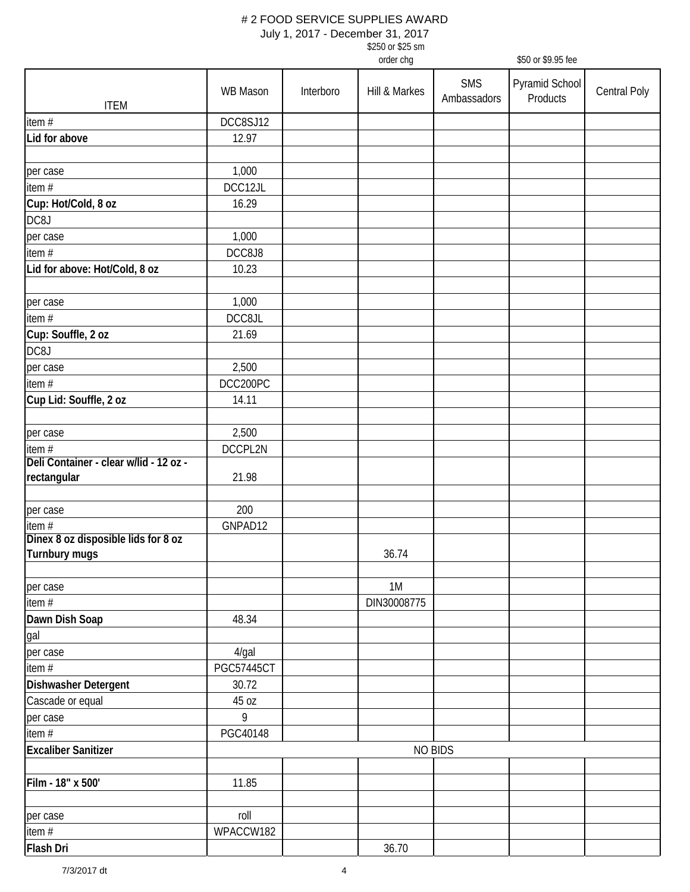# # 2 FOOD SERVICE SUPPLIES AWARD

July 1, 2017 - December 31, 2017

| ITEM | WB Mason | Interboro | Hill & Markes ($250 or $25 sm order chg) | SMS Ambassadors | Pyramid School Products ($50 or $9.95 fee) | Central Poly |
|---|---|---|---|---|---|---|
| item # | DCC8SJ12 | | | | | |
| **Lid for above** | 12.97 | | | | | |
| | | | | | | |
| per case | 1,000 | | | | | |
| item # | DCC12JL | | | | | |
| **Cup: Hot/Cold, 8 oz** | 16.29 | | | | | |
| DC8J | | | | | | |
| per case | 1,000 | | | | | |
| item # | DCC8J8 | | | | | |
| **Lid for above: Hot/Cold, 8 oz** | 10.23 | | | | | |
| | | | | | | |
| per case | 1,000 | | | | | |
| item # | DCC8JL | | | | | |
| **Cup: Souffle, 2 oz** | 21.69 | | | | | |
| DC8J | | | | | | |
| per case | 2,500 | | | | | |
| item # | DCC200PC | | | | | |
| **Cup Lid: Souffle, 2 oz** | 14.11 | | | | | |
| | | | | | | |
| per case | 2,500 | | | | | |
| item # | DCCPL2N | | | | | |
| **Deli Container - clear w/lid - 12 oz - rectangular** | 21.98 | | | | | |
| | | | | | | |
| per case | 200 | | | | | |
| item # | GNPAD12 | | | | | |
| **Dinex 8 oz disposible lids for 8 oz Turnbury mugs** | | | 36.74 | | | |
| | | | | | | |
| per case | | | 1M | | | |
| item # | | | DIN30008775 | | | |
| **Dawn Dish Soap** | 48.34 | | | | | |
| gal | | | | | | |
| per case | 4/gal | | | | | |
| item # | PGC57445CT | | | | | |
| **Dishwasher Detergent** | 30.72 | | | | | |
| Cascade or equal | 45 oz | | | | | |
| per case | 9 | | | | | |
| item # | PGC40148 | | | | | |
| **Excaliber Sanitizer** | NO BIDS | | | | | |
| | | | | | | |
| **Film - 18" x 500'** | 11.85 | | | | | |
| | | | | | | |
| per case | roll | | | | | |
| item # | WPACCW182 | | | | | |
| **Flash Dri** | | | 36.70 | | | |

7/3/2017 dt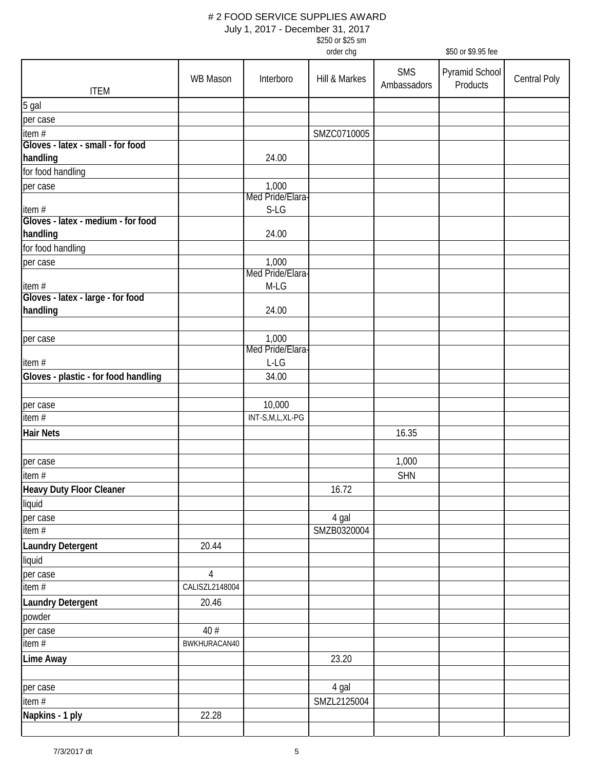# # 2 FOOD SERVICE SUPPLIES AWARD

July 1, 2017 - December 31, 2017

| ITEM | WB Mason | Interboro | Hill & Markes<br>$250 or $25 sm order chg | SMS Ambassadors | Pyramid School Products<br>$50 or $9.95 fee | Central Poly |
|---|---|---|---|---|---|---|
| 5 gal | | | | | | |
| per case | | | | | | |
| item # | | | SMZC0710005 | | | |
| **Gloves - latex - small - for food handling** | | 24.00 | | | | |
| for food handling | | | | | | |
| per case | | 1,000 | | | | |
| item # | | Med Pride/Elara-S-LG | | | | |
| **Gloves - latex - medium - for food handling** | | 24.00 | | | | |
| for food handling | | | | | | |
| per case | | 1,000 | | | | |
| item # | | Med Pride/Elara-M-LG | | | | |
| **Gloves - latex - large - for food handling** | | 24.00 | | | | |
| | | | | | | |
| per case | | 1,000 | | | | |
| item # | | Med Pride/Elara-L-LG | | | | |
| **Gloves - plastic - for food handling** | | 34.00 | | | | |
| | | | | | | |
| per case | | 10,000 | | | | |
| item # | | INT-S,M,L,XL-PG | | | | |
| **Hair Nets** | | | | 16.35 | | |
| | | | | | | |
| per case | | | | 1,000 | | |
| item # | | | | SHN | | |
| **Heavy Duty Floor Cleaner** | | | 16.72 | | | |
| liquid | | | | | | |
| per case | | | 4 gal | | | |
| item # | | | SMZB0320004 | | | |
| **Laundry Detergent** | 20.44 | | | | | |
| liquid | | | | | | |
| per case | 4 | | | | | |
| item # | CALISZL2148004 | | | | | |
| **Laundry Detergent** | 20.46 | | | | | |
| powder | | | | | | |
| per case | 40 # | | | | | |
| item # | BWKHURACAN40 | | | | | |
| **Lime Away** | | | 23.20 | | | |
| | | | | | | |
| per case | | | 4 gal | | | |
| item # | | | SMZL2125004 | | | |
| **Napkins - 1 ply** | 22.28 | | | | | |
| | | | | | | |

7/3/2017 dt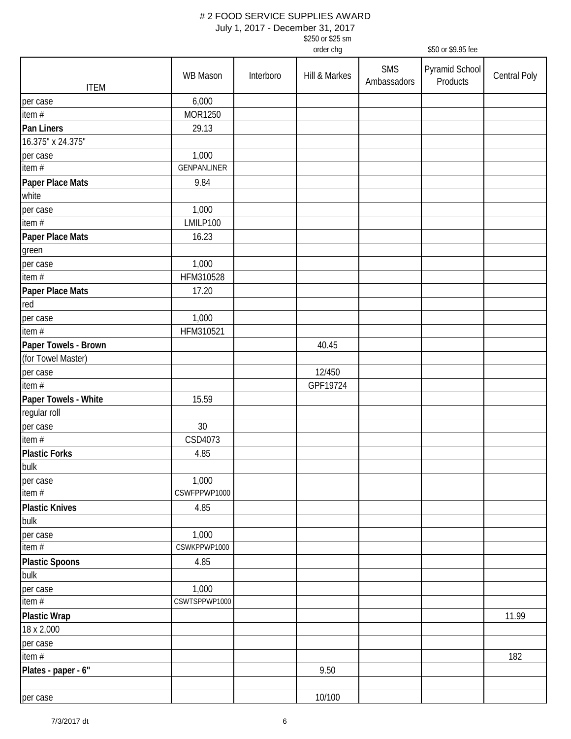# # 2 FOOD SERVICE SUPPLIES AWARD

July 1, 2017 - December 31, 2017

| ITEM | WB Mason | Interboro | Hill & Markes<br>$250 or $25 sm order chg | SMS Ambassadors | Pyramid School Products<br>$50 or $9.95 fee | Central Poly |
|---|---|---|---|---|---|---|
| per case | 6,000 | | | | | |
| item # | MOR1250 | | | | | |
| **Pan Liners** | 29.13 | | | | | |
| 16.375" x 24.375" | | | | | | |
| per case | 1,000 | | | | | |
| item # | GENPANLINER | | | | | |
| **Paper Place Mats** | 9.84 | | | | | |
| white | | | | | | |
| per case | 1,000 | | | | | |
| item # | LMILP100 | | | | | |
| **Paper Place Mats** | 16.23 | | | | | |
| green | | | | | | |
| per case | 1,000 | | | | | |
| item # | HFM310528 | | | | | |
| **Paper Place Mats** | 17.20 | | | | | |
| red | | | | | | |
| per case | 1,000 | | | | | |
| item # | HFM310521 | | | | | |
| **Paper Towels - Brown** | | | 40.45 | | | |
| (for Towel Master) | | | | | | |
| per case | | | 12/450 | | | |
| item # | | | GPF19724 | | | |
| **Paper Towels - White** | 15.59 | | | | | |
| regular roll | | | | | | |
| per case | 30 | | | | | |
| item # | CSD4073 | | | | | |
| **Plastic Forks** | 4.85 | | | | | |
| bulk | | | | | | |
| per case | 1,000 | | | | | |
| item # | CSWFPPWP1000 | | | | | |
| **Plastic Knives** | 4.85 | | | | | |
| bulk | | | | | | |
| per case | 1,000 | | | | | |
| item # | CSWKPPWP1000 | | | | | |
| **Plastic Spoons** | 4.85 | | | | | |
| bulk | | | | | | |
| per case | 1,000 | | | | | |
| item # | CSWTSPPWP1000 | | | | | |
| **Plastic Wrap** | | | | | | 11.99 |
| 18 x 2,000 | | | | | | |
| per case | | | | | | |
| item # | | | | | | 182 |
| **Plates - paper - 6"** | | | 9.50 | | | |
| | | | | | | |
| per case | | | 10/100 | | | |

7/3/2017 dt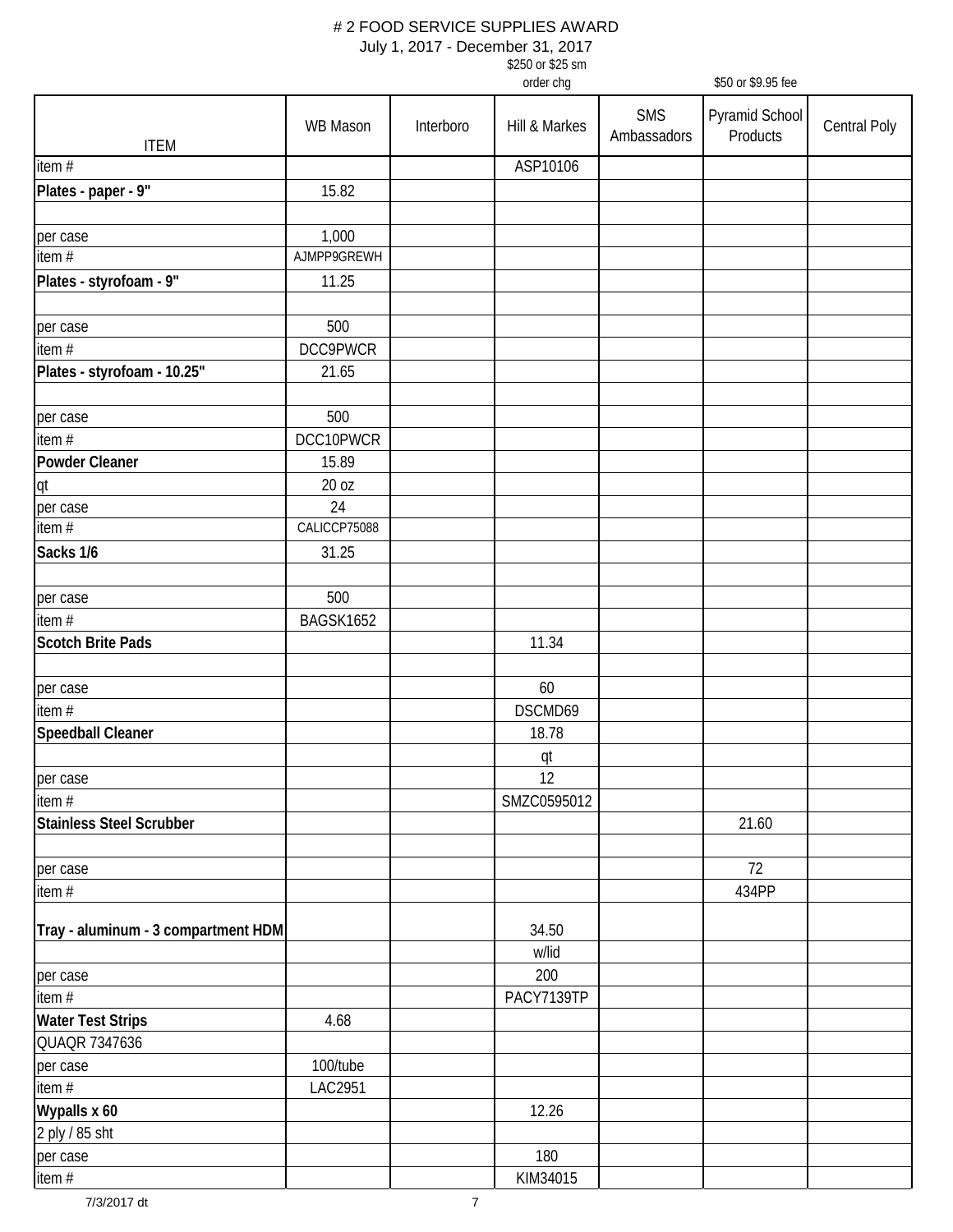# # 2 FOOD SERVICE SUPPLIES AWARD

July 1, 2017 - December 31, 2017

| ITEM | WB Mason | Interboro | Hill & Markes<br>$250 or $25 sm order chg | SMS Ambassadors | Pyramid School Products<br>$50 or $9.95 fee | Central Poly |
|---|---|---|---|---|---|---|
| item # | | | ASP10106 | | | |
| **Plates - paper - 9"** | 15.82 | | | | | |
| | | | | | | |
| per case | 1,000 | | | | | |
| item # | AJMPP9GREWH | | | | | |
| **Plates - styrofoam - 9"** | 11.25 | | | | | |
| | | | | | | |
| per case | 500 | | | | | |
| item # | DCC9PWCR | | | | | |
| **Plates - styrofoam - 10.25"** | 21.65 | | | | | |
| | | | | | | |
| per case | 500 | | | | | |
| item # | DCC10PWCR | | | | | |
| **Powder Cleaner** | 15.89 | | | | | |
| qt | 20 oz | | | | | |
| per case | 24 | | | | | |
| item # | CALICCP75088 | | | | | |
| **Sacks 1/6** | 31.25 | | | | | |
| | | | | | | |
| per case | 500 | | | | | |
| item # | BAGSK1652 | | | | | |
| **Scotch Brite Pads** | | | 11.34 | | | |
| | | | | | | |
| per case | | | 60 | | | |
| item # | | | DSCMD69 | | | |
| **Speedball Cleaner** | | | 18.78 | | | |
| | | | qt | | | |
| per case | | | 12 | | | |
| item # | | | SMZC0595012 | | | |
| **Stainless Steel Scrubber** | | | | | 21.60 | |
| | | | | | | |
| per case | | | | | 72 | |
| item # | | | | | 434PP | |
| **Tray - aluminum - 3 compartment HDM** | | | 34.50 | | | |
| | | | w/lid | | | |
| per case | | | 200 | | | |
| item # | | | PACY7139TP | | | |
| **Water Test Strips** | 4.68 | | | | | |
| QUAQR 7347636 | | | | | | |
| per case | 100/tube | | | | | |
| item # | LAC2951 | | | | | |
| **Wypalls x 60** | | | 12.26 | | | |
| 2 ply / 85 sht | | | | | | |
| per case | | | 180 | | | |
| item # | | | KIM34015 | | | |

7/3/2017 dt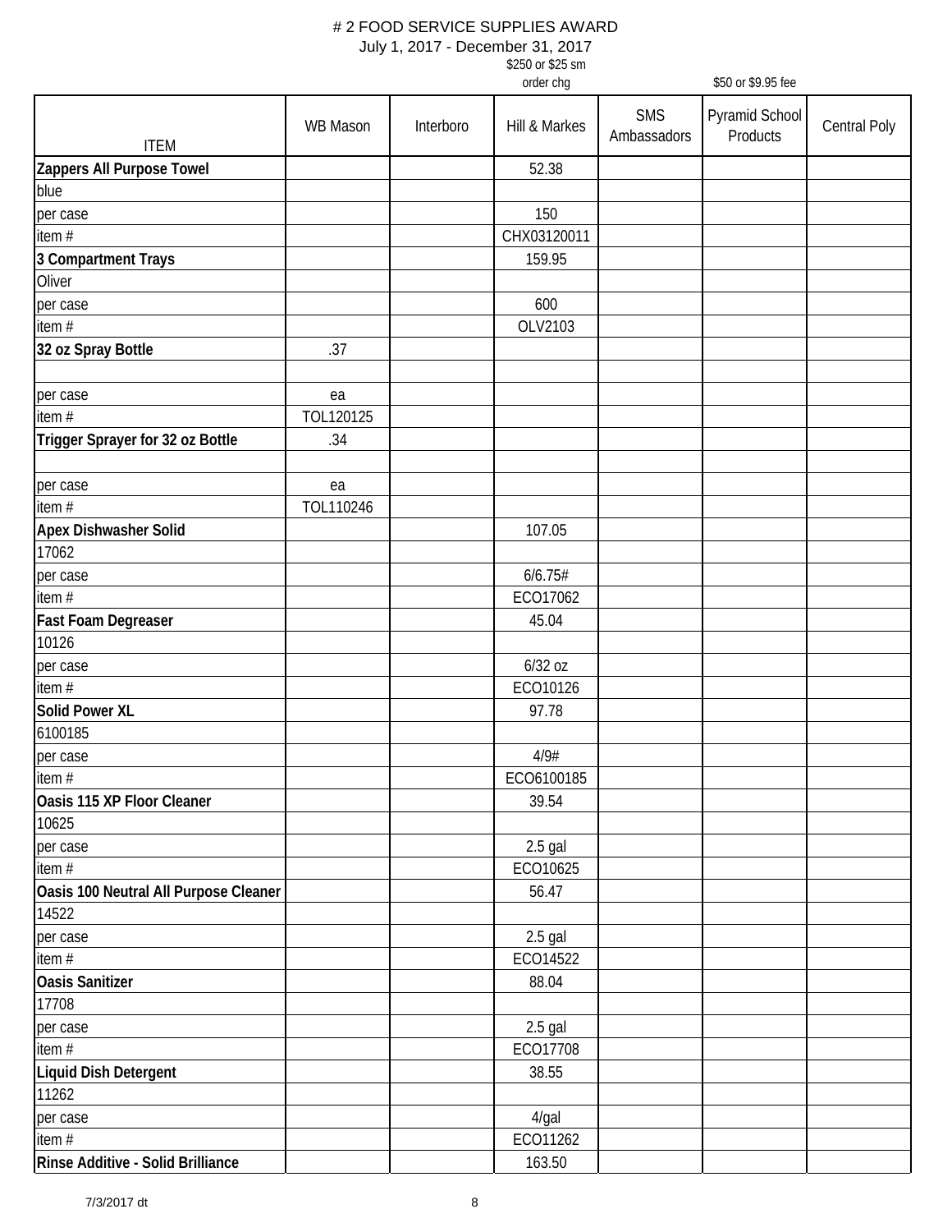# # 2 FOOD SERVICE SUPPLIES AWARD

July 1, 2017 - December 31, 2017

| ITEM | WB Mason | Interboro | Hill & Markes ($250 or $25 sm order chg) | SMS Ambassadors | Pyramid School Products ($50 or $9.95 fee) | Central Poly |
|---|---|---|---|---|---|---|
| **Zappers All Purpose Towel** | | | 52.38 | | | |
| blue | | | | | | |
| per case | | | 150 | | | |
| item # | | | CHX03120011 | | | |
| **3 Compartment Trays** | | | 159.95 | | | |
| Oliver | | | | | | |
| per case | | | 600 | | | |
| item # | | | OLV2103 | | | |
| **32 oz Spray Bottle** | .37 | | | | | |
| | | | | | | |
| per case | ea | | | | | |
| item # | TOL120125 | | | | | |
| **Trigger Sprayer for 32 oz Bottle** | .34 | | | | | |
| | | | | | | |
| per case | ea | | | | | |
| item # | TOL110246 | | | | | |
| **Apex Dishwasher Solid** | | | 107.05 | | | |
| 17062 | | | | | | |
| per case | | | 6/6.75# | | | |
| item # | | | ECO17062 | | | |
| **Fast Foam Degreaser** | | | 45.04 | | | |
| 10126 | | | | | | |
| per case | | | 6/32 oz | | | |
| item # | | | ECO10126 | | | |
| **Solid Power XL** | | | 97.78 | | | |
| 6100185 | | | | | | |
| per case | | | 4/9# | | | |
| item # | | | ECO6100185 | | | |
| **Oasis 115 XP Floor Cleaner** | | | 39.54 | | | |
| 10625 | | | | | | |
| per case | | | 2.5 gal | | | |
| item # | | | ECO10625 | | | |
| **Oasis 100 Neutral All Purpose Cleaner** | | | 56.47 | | | |
| 14522 | | | | | | |
| per case | | | 2.5 gal | | | |
| item # | | | ECO14522 | | | |
| **Oasis Sanitizer** | | | 88.04 | | | |
| 17708 | | | | | | |
| per case | | | 2.5 gal | | | |
| item # | | | ECO17708 | | | |
| **Liquid Dish Detergent** | | | 38.55 | | | |
| 11262 | | | | | | |
| per case | | | 4/gal | | | |
| item # | | | ECO11262 | | | |
| **Rinse Additive - Solid Brilliance** | | | 163.50 | | | |

7/3/2017 dt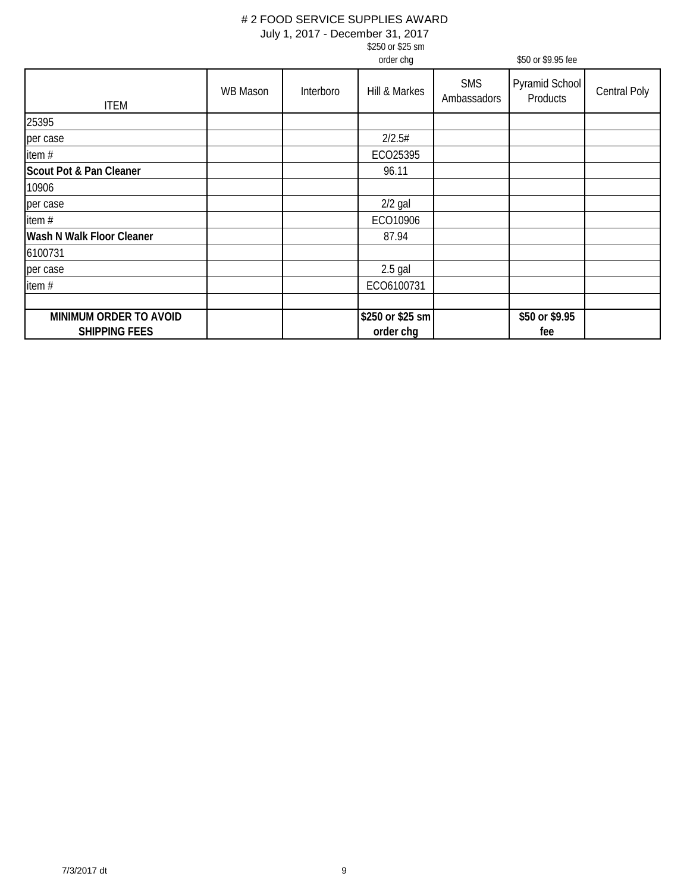# 2 FOOD SERVICE SUPPLIES AWARD

July 1, 2017 - December 31, 2017

| ITEM | WB Mason | Interboro | Hill & Markes<br>($250 or $25 sm order chg) | SMS Ambassadors | Pyramid School Products<br>($50 or $9.95 fee) | Central Poly |
|---|---|---|---|---|---|---|
| 25395 | | | | | | |
| per case | | | 2/2.5# | | | |
| item # | | | ECO25395 | | | |
| **Scout Pot & Pan Cleaner** | | | 96.11 | | | |
| 10906 | | | | | | |
| per case | | | 2/2 gal | | | |
| item # | | | ECO10906 | | | |
| **Wash N Walk Floor Cleaner** | | | 87.94 | | | |
| 6100731 | | | | | | |
| per case | | | 2.5 gal | | | |
| item # | | | ECO6100731 | | | |
| | | | | | | |
| **MINIMUM ORDER TO AVOID SHIPPING FEES** | | | **$250 or $25 sm order chg** | | **$50 or $9.95 fee** | |

7/3/2017 dt